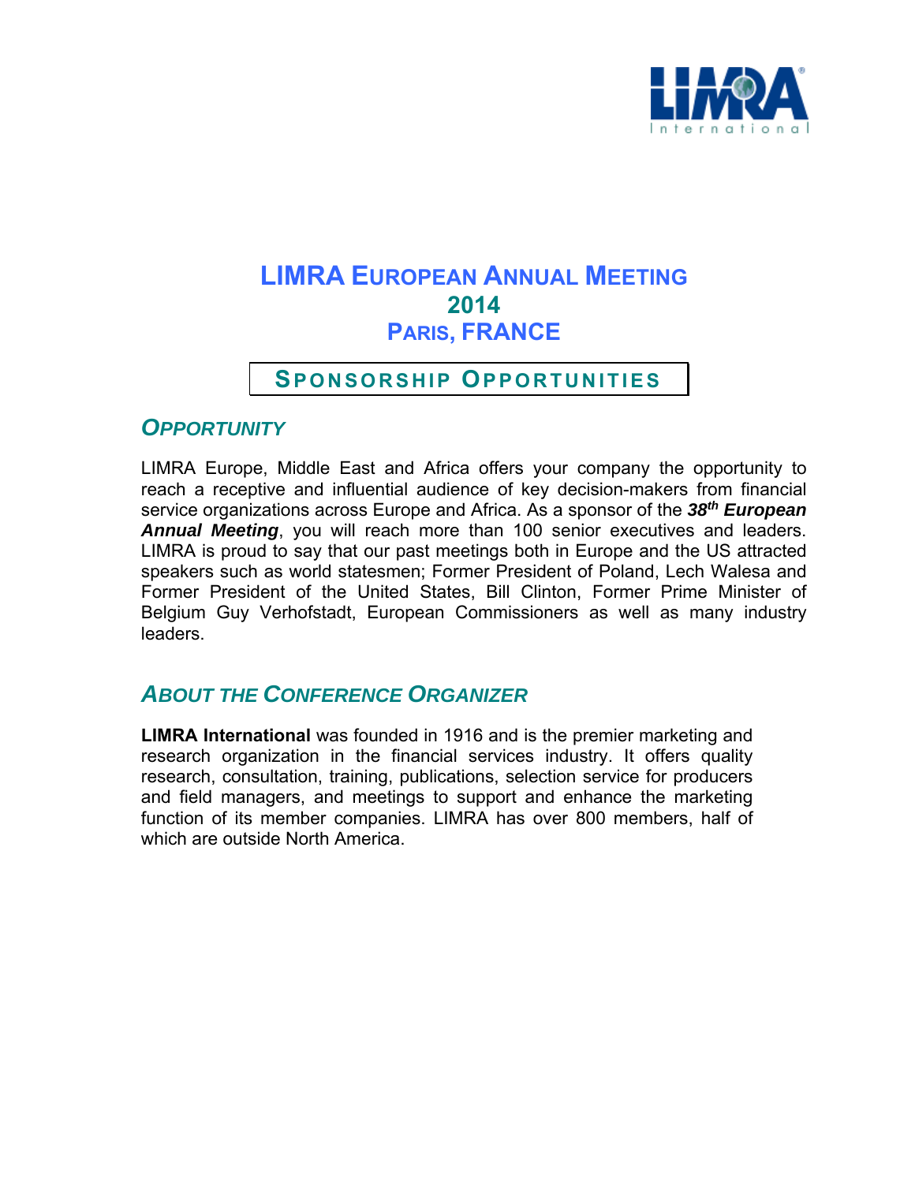# LIMRA European Annual Meeting 2014 Paris, France

## Sponsorship Opportunities

### *Opportunity*

LIMRA Europe, Middle East and Africa offers your company the opportunity to reach a receptive and influential audience of key decision-makers from financial service organizations across Europe and Africa. As a sponsor of the ***38th European Annual Meeting***, you will reach more than 100 senior executives and leaders. LIMRA is proud to say that our past meetings both in Europe and the US attracted speakers such as world statesmen; Former President of Poland, Lech Walesa and Former President of the United States, Bill Clinton, Former Prime Minister of Belgium Guy Verhofstadt, European Commissioners as well as many industry leaders.

### *About the Conference Organizer*

**LIMRA International** was founded in 1916 and is the premier marketing and research organization in the financial services industry. It offers quality research, consultation, training, publications, selection service for producers and field managers, and meetings to support and enhance the marketing function of its member companies. LIMRA has over 800 members, half of which are outside North America.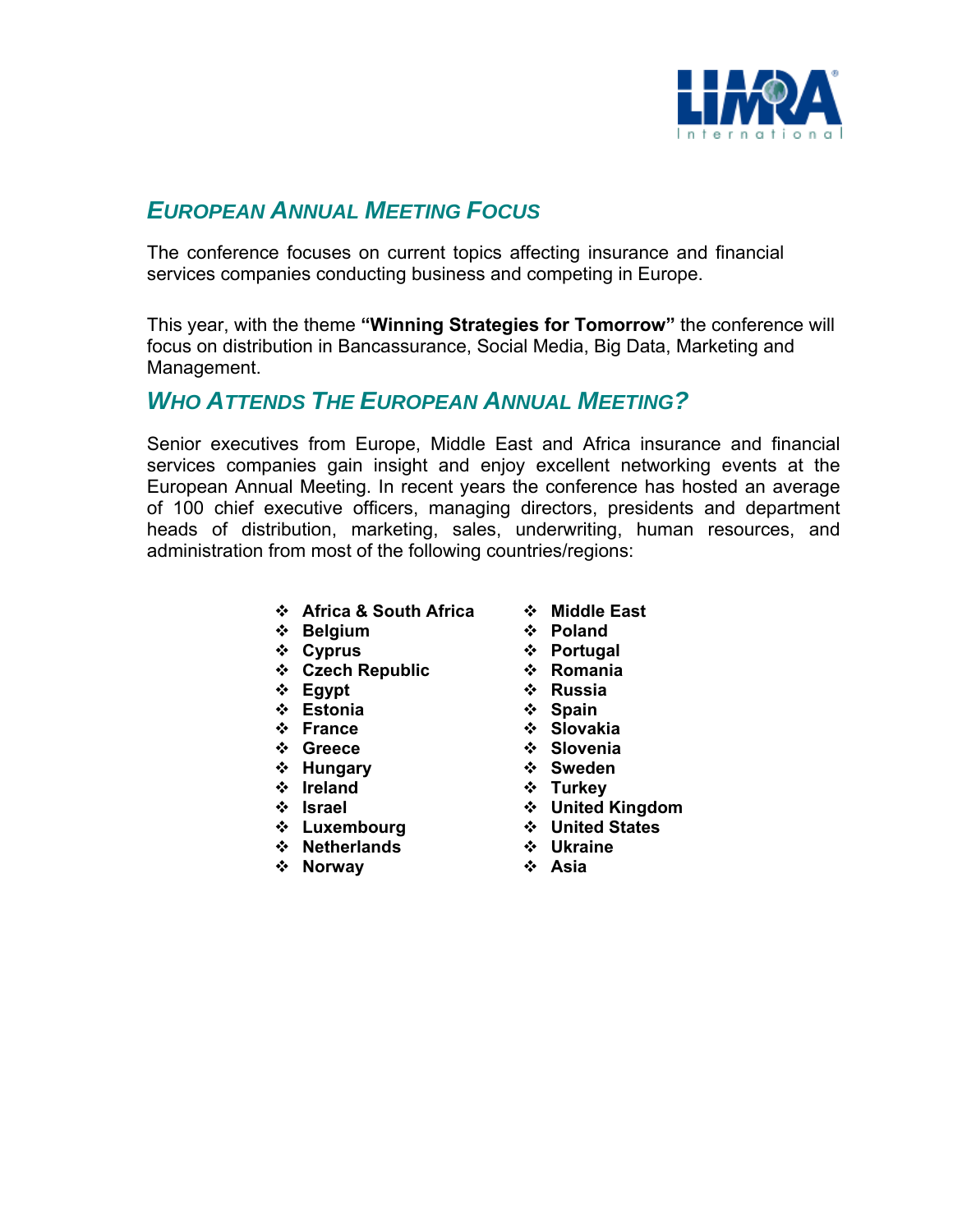## EUROPEAN ANNUAL MEETING FOCUS

The conference focuses on current topics affecting insurance and financial services companies conducting business and competing in Europe.

This year, with the theme **"Winning Strategies for Tomorrow"** the conference will focus on distribution in Bancassurance, Social Media, Big Data, Marketing and Management.

## WHO ATTENDS THE EUROPEAN ANNUAL MEETING?

Senior executives from Europe, Middle East and Africa insurance and financial services companies gain insight and enjoy excellent networking events at the European Annual Meeting. In recent years the conference has hosted an average of 100 chief executive officers, managing directors, presidents and department heads of distribution, marketing, sales, underwriting, human resources, and administration from most of the following countries/regions:

- **Africa & South Africa**
- **Belgium**
- **Cyprus**
- **Czech Republic**
- **Egypt**
- **Estonia**
- **France**
- **Greece**
- **Hungary**
- **Ireland**
- **Israel**
- **Luxembourg**
- **Netherlands**
- **Norway**
- **Middle East**
- **Poland**
- **Portugal**
- **Romania**
- **Russia**
- **Spain**
- **Slovakia**
- **Slovenia**
- **Sweden**
- **Turkey**
- **United Kingdom**
- **United States**
- **Ukraine**
- **Asia**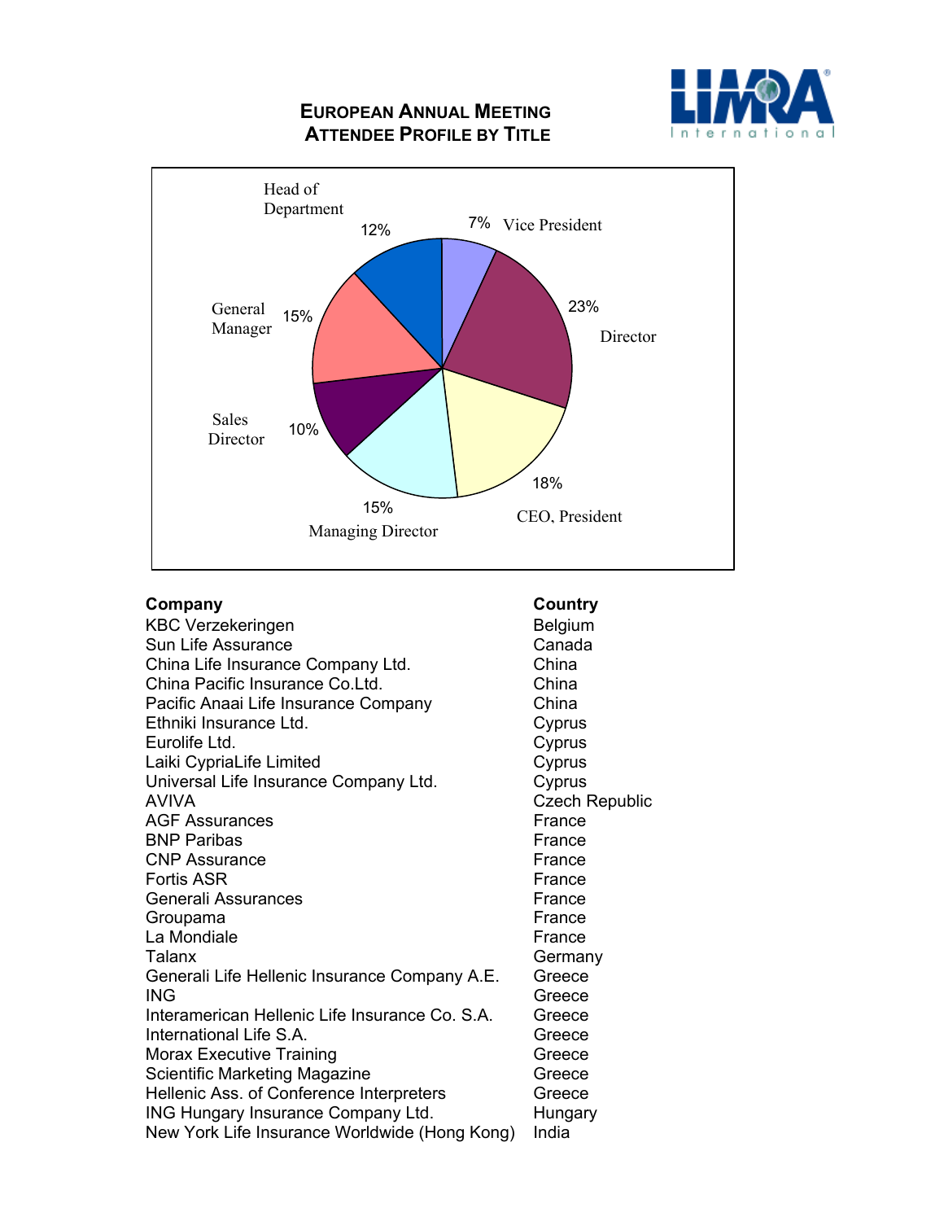# European Annual Meeting
## Attendee Profile by Title

Head of Department 12%
Vice President 7%
Director 23%
CEO, President 18%
Managing Director 15%
Sales Director 10%
General Manager 15%

| Company | Country |
|---|---|
| KBC Verzekeringen | Belgium |
| Sun Life Assurance | Canada |
| China Life Insurance Company Ltd. | China |
| China Pacific Insurance Co.Ltd. | China |
| Pacific Anaai Life Insurance Company | China |
| Ethniki Insurance Ltd. | Cyprus |
| Eurolife Ltd. | Cyprus |
| Laiki CypriaLife Limited | Cyprus |
| Universal Life Insurance Company Ltd. | Cyprus |
| AVIVA | Czech Republic |
| AGF Assurances | France |
| BNP Paribas | France |
| CNP Assurance | France |
| Fortis ASR | France |
| Generali Assurances | France |
| Groupama | France |
| La Mondiale | France |
| Talanx | Germany |
| Generali Life Hellenic Insurance Company A.E. | Greece |
| ING | Greece |
| Interamerican Hellenic Life Insurance Co. S.A. | Greece |
| International Life S.A. | Greece |
| Morax Executive Training | Greece |
| Scientific Marketing Magazine | Greece |
| Hellenic Ass. of Conference Interpreters | Greece |
| ING Hungary Insurance Company Ltd. | Hungary |
| New York Life Insurance Worldwide (Hong Kong) | India |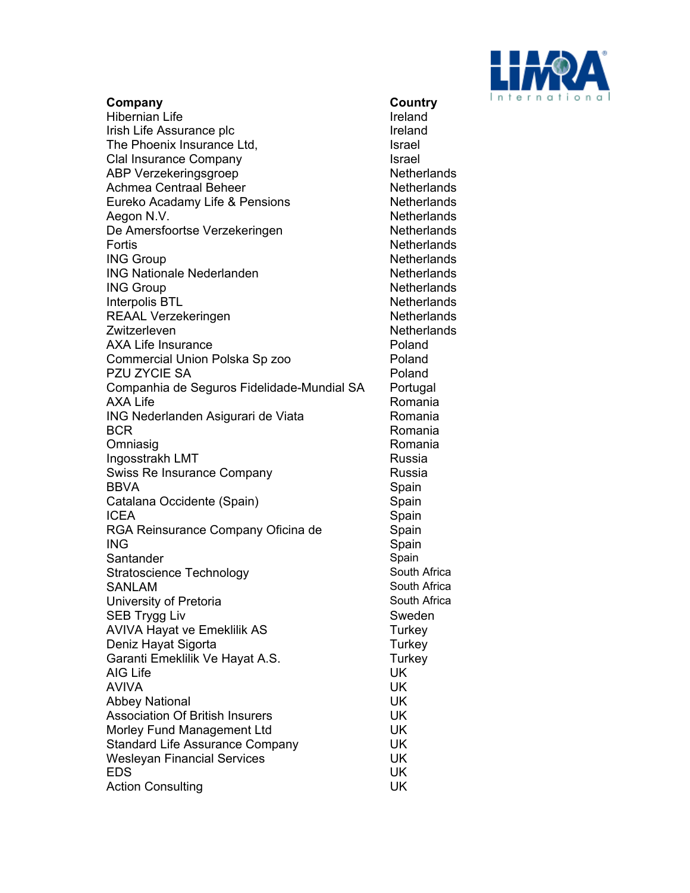| Company | Country |
|---|---|
| Hibernian Life | Ireland |
| Irish Life Assurance plc | Ireland |
| The Phoenix Insurance Ltd, | Israel |
| Clal Insurance Company | Israel |
| ABP Verzekeringsgroep | Netherlands |
| Achmea Centraal Beheer | Netherlands |
| Eureko Acadamy Life & Pensions | Netherlands |
| Aegon N.V. | Netherlands |
| De Amersfoortse Verzekeringen | Netherlands |
| Fortis | Netherlands |
| ING Group | Netherlands |
| ING Nationale Nederlanden | Netherlands |
| ING Group | Netherlands |
| Interpolis BTL | Netherlands |
| REAAL Verzekeringen | Netherlands |
| Zwitzerleven | Netherlands |
| AXA Life Insurance | Poland |
| Commercial Union Polska Sp zoo | Poland |
| PZU ZYCIE SA | Poland |
| Companhia de Seguros Fidelidade-Mundial SA | Portugal |
| AXA Life | Romania |
| ING Nederlanden Asigurari de Viata | Romania |
| BCR | Romania |
| Omniasig | Romania |
| Ingosstrakh LMT | Russia |
| Swiss Re Insurance Company | Russia |
| BBVA | Spain |
| Catalana Occidente (Spain) | Spain |
| ICEA | Spain |
| RGA Reinsurance Company Oficina de | Spain |
| ING | Spain |
| Santander | Spain |
| Stratoscience Technology | South Africa |
| SANLAM | South Africa |
| University of Pretoria | South Africa |
| SEB Trygg Liv | Sweden |
| AVIVA Hayat ve Emeklilik AS | Turkey |
| Deniz Hayat Sigorta | Turkey |
| Garanti Emeklilik Ve Hayat A.S. | Turkey |
| AIG Life | UK |
| AVIVA | UK |
| Abbey National | UK |
| Association Of British Insurers | UK |
| Morley Fund Management Ltd | UK |
| Standard Life Assurance Company | UK |
| Wesleyan Financial Services | UK |
| EDS | UK |
| Action Consulting | UK |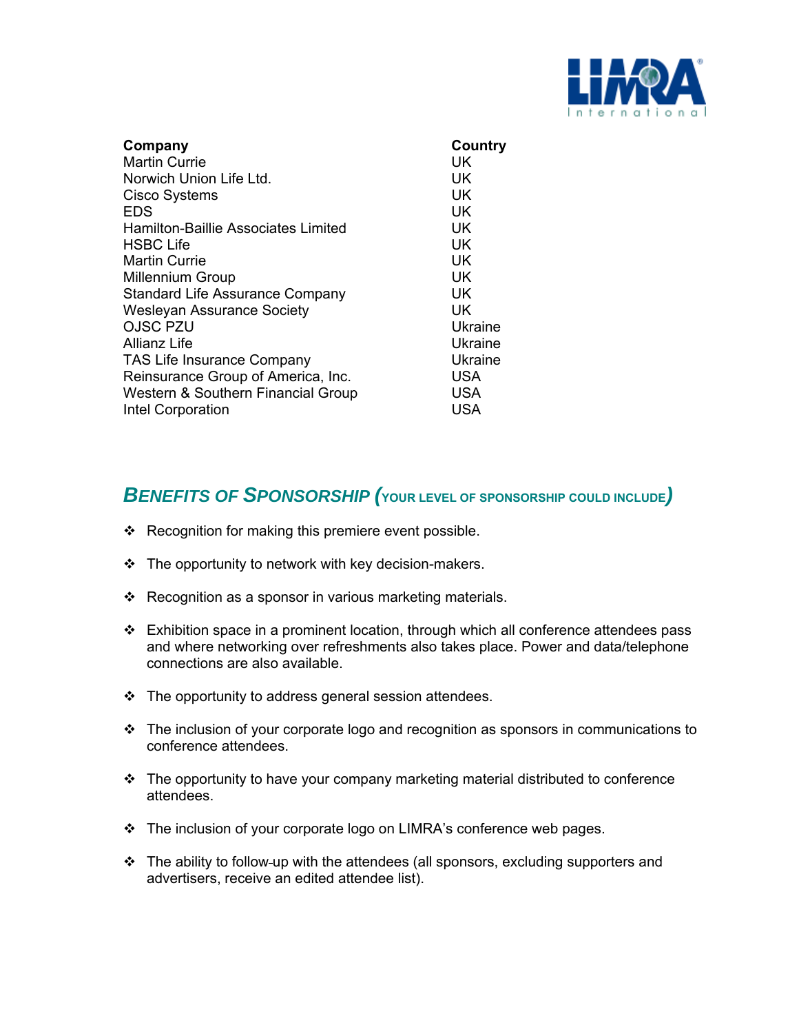| Company | Country |
| --- | --- |
| Martin Currie | UK |
| Norwich Union Life Ltd. | UK |
| Cisco Systems | UK |
| EDS | UK |
| Hamilton-Baillie Associates Limited | UK |
| HSBC Life | UK |
| Martin Currie | UK |
| Millennium Group | UK |
| Standard Life Assurance Company | UK |
| Wesleyan Assurance Society | UK |
| OJSC PZU | Ukraine |
| Allianz Life | Ukraine |
| TAS Life Insurance Company | Ukraine |
| Reinsurance Group of America, Inc. | USA |
| Western & Southern Financial Group | USA |
| Intel Corporation | USA |

## *BENEFITS OF SPONSORSHIP (YOUR LEVEL OF SPONSORSHIP COULD INCLUDE)*

- Recognition for making this premiere event possible.
- The opportunity to network with key decision-makers.
- Recognition as a sponsor in various marketing materials.
- Exhibition space in a prominent location, through which all conference attendees pass and where networking over refreshments also takes place. Power and data/telephone connections are also available.
- The opportunity to address general session attendees.
- The inclusion of your corporate logo and recognition as sponsors in communications to conference attendees.
- The opportunity to have your company marketing material distributed to conference attendees.
- The inclusion of your corporate logo on LIMRA's conference web pages.
- The ability to follow-up with the attendees (all sponsors, excluding supporters and advertisers, receive an edited attendee list).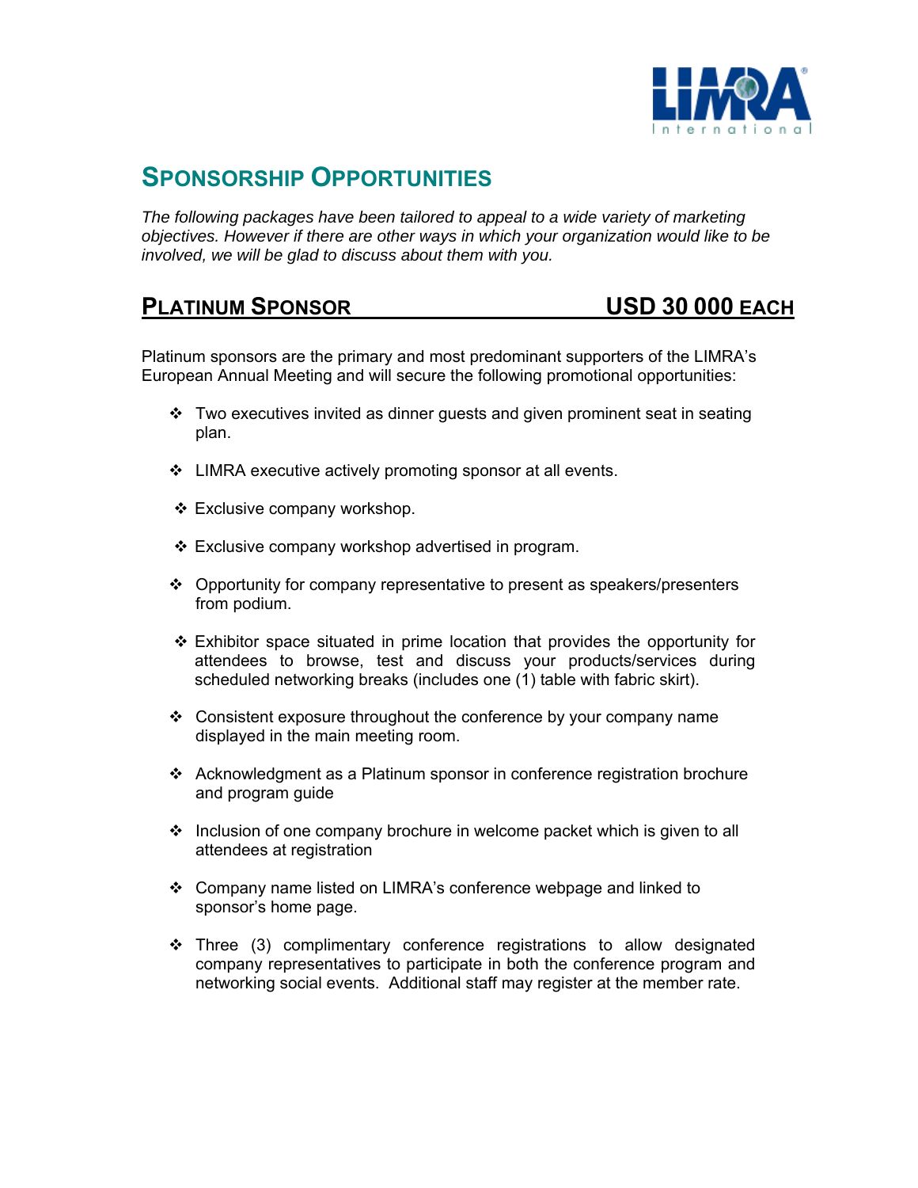## Sponsorship Opportunities

*The following packages have been tailored to appeal to a wide variety of marketing objectives. However if there are other ways in which your organization would like to be involved, we will be glad to discuss about them with you.*

### Platinum Sponsor — USD 30 000 each

Platinum sponsors are the primary and most predominant supporters of the LIMRA's European Annual Meeting and will secure the following promotional opportunities:

- Two executives invited as dinner guests and given prominent seat in seating plan.
- LIMRA executive actively promoting sponsor at all events.
- Exclusive company workshop.
- Exclusive company workshop advertised in program.
- Opportunity for company representative to present as speakers/presenters from podium.
- Exhibitor space situated in prime location that provides the opportunity for attendees to browse, test and discuss your products/services during scheduled networking breaks (includes one (1) table with fabric skirt).
- Consistent exposure throughout the conference by your company name displayed in the main meeting room.
- Acknowledgment as a Platinum sponsor in conference registration brochure and program guide
- Inclusion of one company brochure in welcome packet which is given to all attendees at registration
- Company name listed on LIMRA's conference webpage and linked to sponsor's home page.
- Three (3) complimentary conference registrations to allow designated company representatives to participate in both the conference program and networking social events. Additional staff may register at the member rate.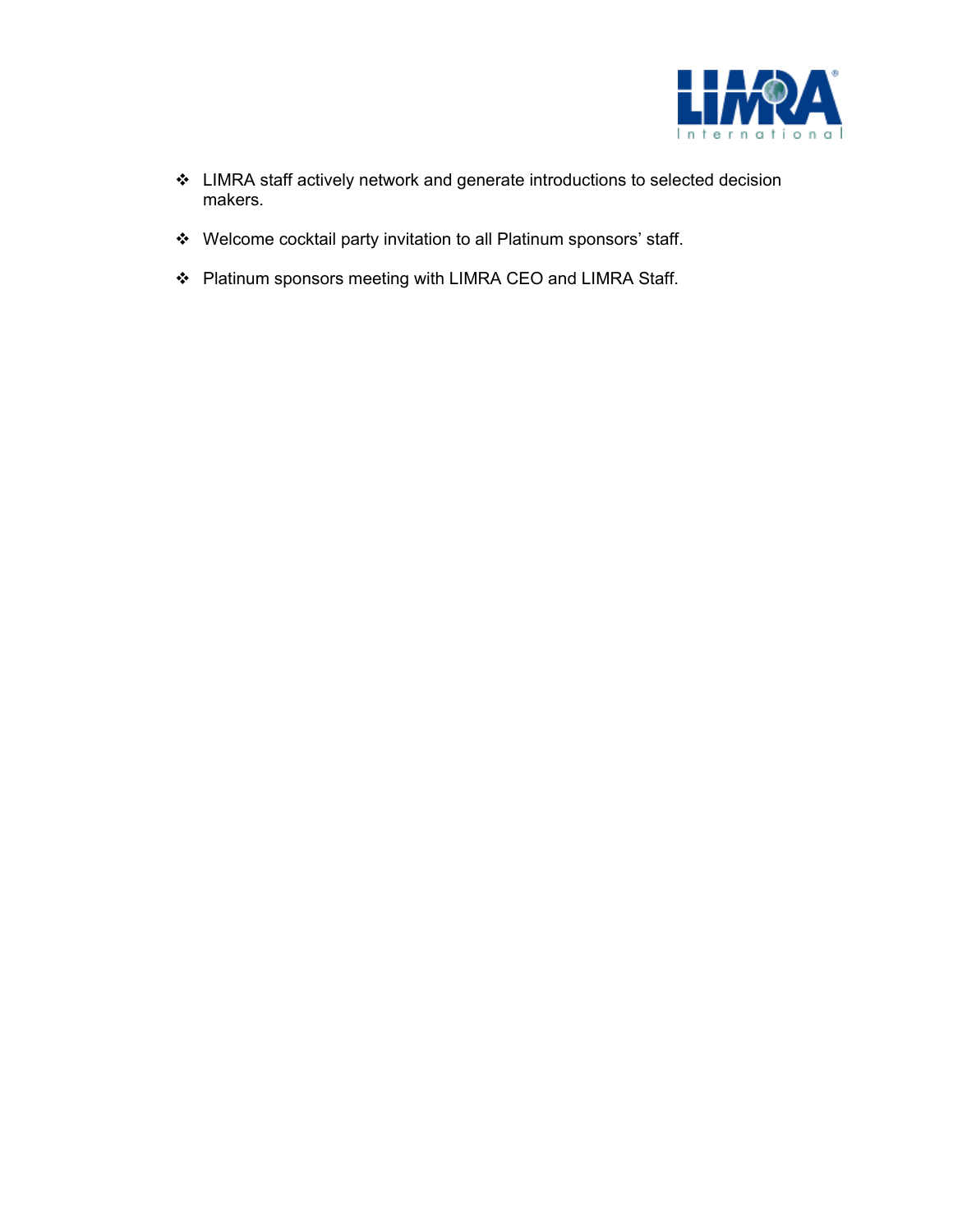- LIMRA staff actively network and generate introductions to selected decision makers.
- Welcome cocktail party invitation to all Platinum sponsors' staff.
- Platinum sponsors meeting with LIMRA CEO and LIMRA Staff.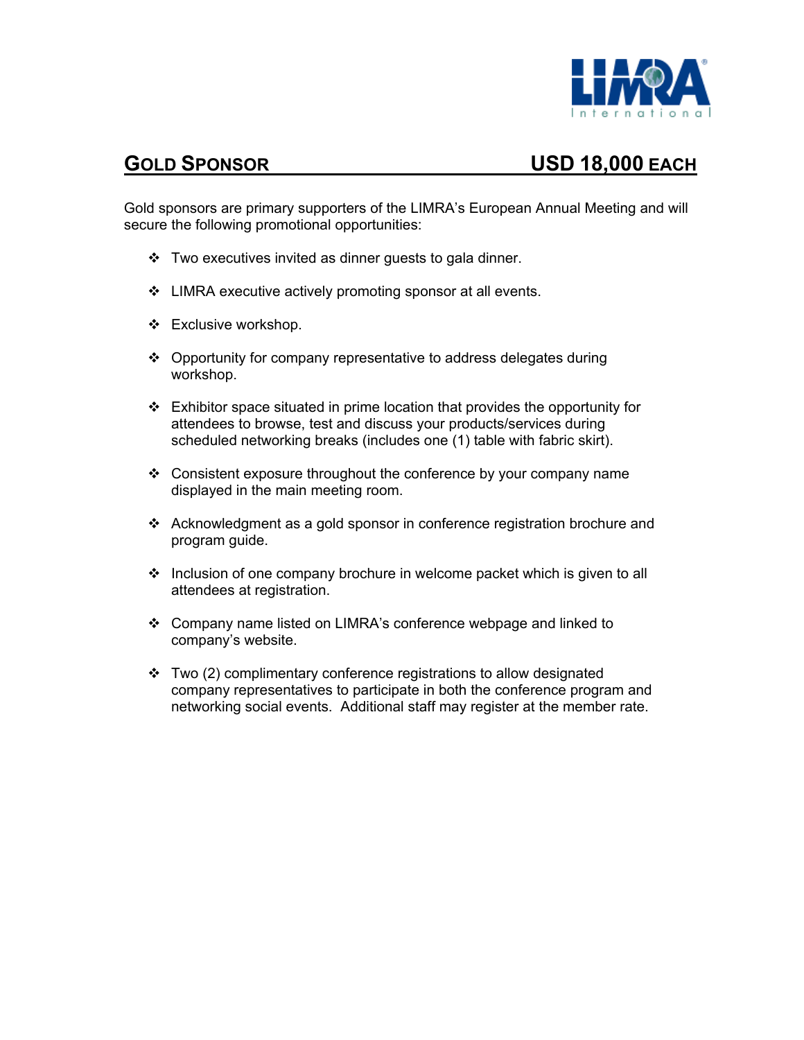## GOLD SPONSOR USD 18,000 EACH

Gold sponsors are primary supporters of the LIMRA's European Annual Meeting and will secure the following promotional opportunities:

- Two executives invited as dinner guests to gala dinner.
- LIMRA executive actively promoting sponsor at all events.
- Exclusive workshop.
- Opportunity for company representative to address delegates during workshop.
- Exhibitor space situated in prime location that provides the opportunity for attendees to browse, test and discuss your products/services during scheduled networking breaks (includes one (1) table with fabric skirt).
- Consistent exposure throughout the conference by your company name displayed in the main meeting room.
- Acknowledgment as a gold sponsor in conference registration brochure and program guide.
- Inclusion of one company brochure in welcome packet which is given to all attendees at registration.
- Company name listed on LIMRA's conference webpage and linked to company's website.
- Two (2) complimentary conference registrations to allow designated company representatives to participate in both the conference program and networking social events. Additional staff may register at the member rate.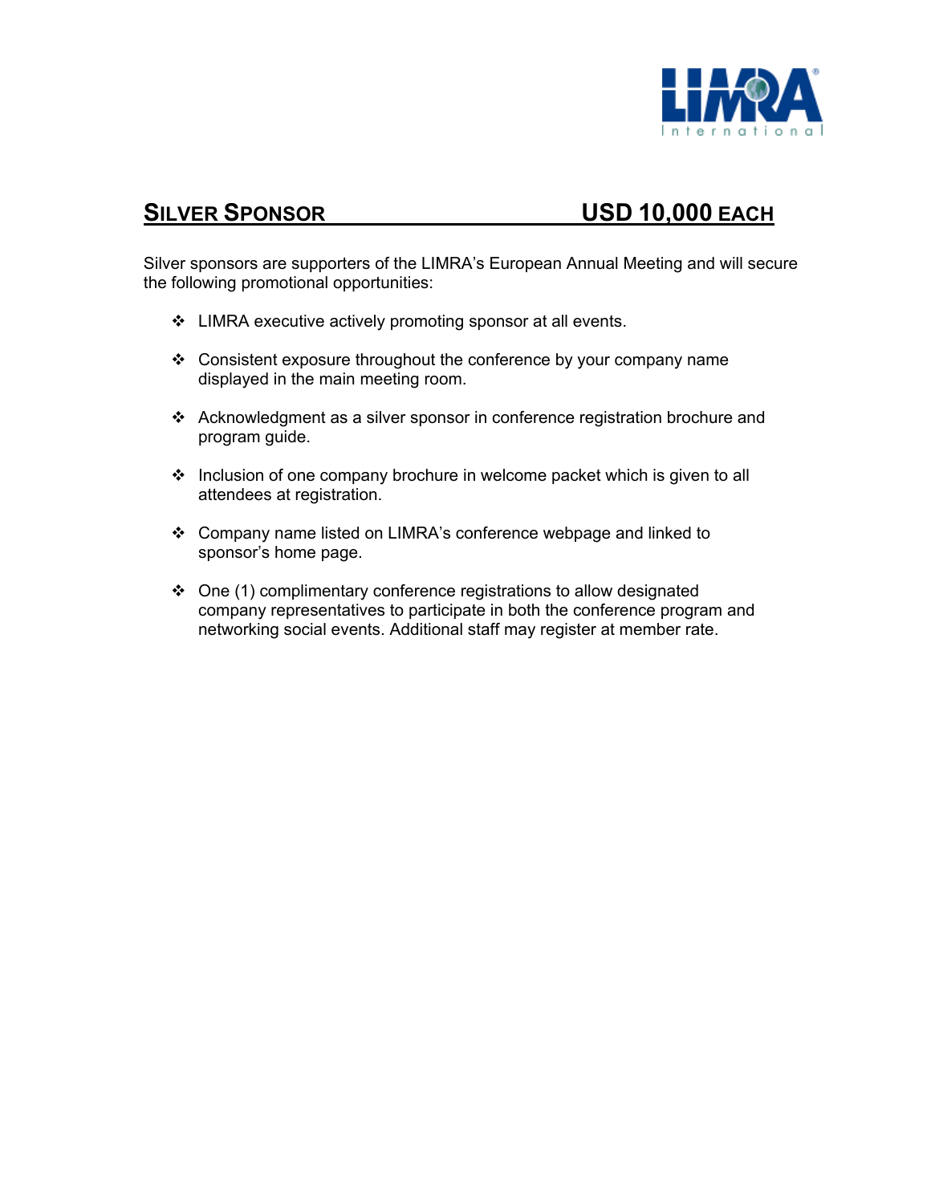## SILVER SPONSOR USD 10,000 EACH

Silver sponsors are supporters of the LIMRA's European Annual Meeting and will secure the following promotional opportunities:

- LIMRA executive actively promoting sponsor at all events.
- Consistent exposure throughout the conference by your company name displayed in the main meeting room.
- Acknowledgment as a silver sponsor in conference registration brochure and program guide.
- Inclusion of one company brochure in welcome packet which is given to all attendees at registration.
- Company name listed on LIMRA's conference webpage and linked to sponsor's home page.
- One (1) complimentary conference registrations to allow designated company representatives to participate in both the conference program and networking social events. Additional staff may register at member rate.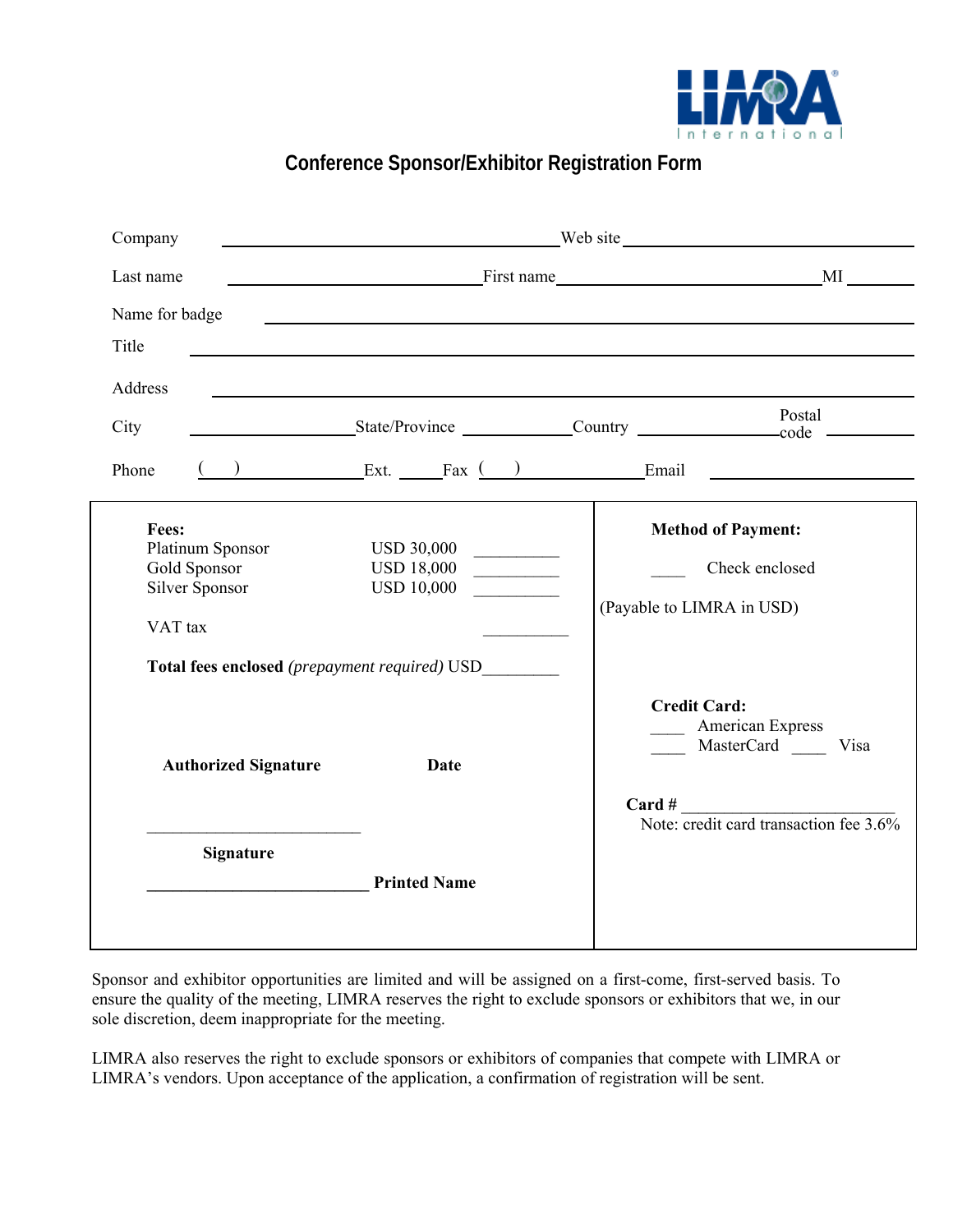LIMRA International

# Conference Sponsor/Exhibitor Registration Form

Company ______________________________ Web site ______________________________

Last name ______________________ First name ______________________ MI ______

Name for badge ____________________________________________________________

Title ____________________________________________________________________

Address __________________________________________________________________

City ______________ State/Province ___________ Country ______________ Postal code __________

Phone ( ) ______________ Ext. _____ Fax ( ) ______________ Email ______________________

**Fees:**

| | | |
|---|---|---|
| Platinum Sponsor | USD 30,000 | __________ |
| Gold Sponsor | USD 18,000 | __________ |
| Silver Sponsor | USD 10,000 | __________ |
| VAT tax | | __________ |

**Total fees enclosed** *(prepayment required)* USD________

**Authorized Signature** **Date**

__________________________

**Signature**

__________________________ **Printed Name**

**Method of Payment:**

____ Check enclosed

(Payable to LIMRA in USD)

**Credit Card:**

____ American Express

____ MasterCard ____ Visa

**Card #** __________________________

Note: credit card transaction fee 3.6%

Sponsor and exhibitor opportunities are limited and will be assigned on a first-come, first-served basis. To ensure the quality of the meeting, LIMRA reserves the right to exclude sponsors or exhibitors that we, in our sole discretion, deem inappropriate for the meeting.

LIMRA also reserves the right to exclude sponsors or exhibitors of companies that compete with LIMRA or LIMRA's vendors. Upon acceptance of the application, a confirmation of registration will be sent.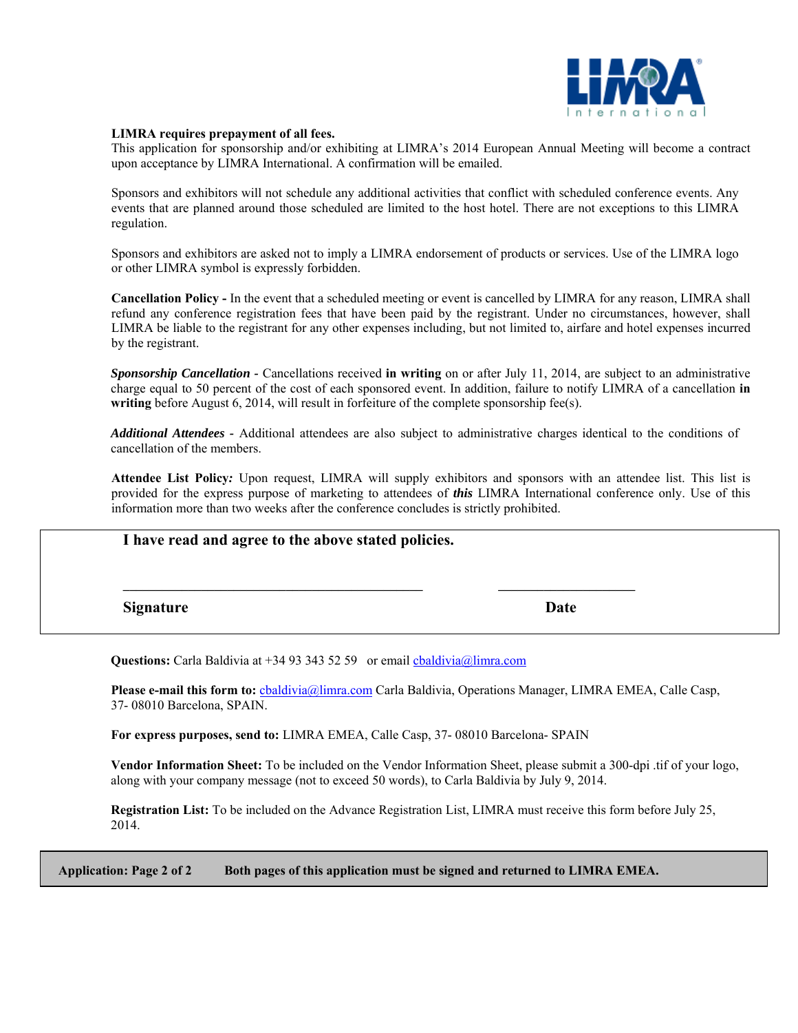**LIMRA requires prepayment of all fees.**
This application for sponsorship and/or exhibiting at LIMRA's 2014 European Annual Meeting will become a contract upon acceptance by LIMRA International. A confirmation will be emailed.

Sponsors and exhibitors will not schedule any additional activities that conflict with scheduled conference events. Any events that are planned around those scheduled are limited to the host hotel. There are not exceptions to this LIMRA regulation.

Sponsors and exhibitors are asked not to imply a LIMRA endorsement of products or services. Use of the LIMRA logo or other LIMRA symbol is expressly forbidden.

**Cancellation Policy -** In the event that a scheduled meeting or event is cancelled by LIMRA for any reason, LIMRA shall refund any conference registration fees that have been paid by the registrant. Under no circumstances, however, shall LIMRA be liable to the registrant for any other expenses including, but not limited to, airfare and hotel expenses incurred by the registrant.

***Sponsorship Cancellation*** - Cancellations received **in writing** on or after July 11, 2014, are subject to an administrative charge equal to 50 percent of the cost of each sponsored event. In addition, failure to notify LIMRA of a cancellation **in writing** before August 6, 2014, will result in forfeiture of the complete sponsorship fee(s).

***Additional Attendees*** - Additional attendees are also subject to administrative charges identical to the conditions of cancellation of the members.

**Attendee List Policy*:*** Upon request, LIMRA will supply exhibitors and sponsors with an attendee list. This list is provided for the express purpose of marketing to attendees of ***this*** LIMRA International conference only. Use of this information more than two weeks after the conference concludes is strictly prohibited.

**I have read and agree to the above stated policies.**

\_\_\_\_\_\_\_\_\_\_\_\_\_\_\_\_\_\_\_\_\_\_\_\_\_\_\_\_\_\_\_\_\_\_\_\_\_\_\_\_ \_\_\_\_\_\_\_\_\_\_\_\_\_\_\_\_\_\_\_\_

**Signature** **Date**

**Questions:** Carla Baldivia at +34 93 343 52 59 or email cbaldivia@limra.com

**Please e-mail this form to:** cbaldivia@limra.com Carla Baldivia, Operations Manager, LIMRA EMEA, Calle Casp, 37- 08010 Barcelona, SPAIN.

**For express purposes, send to:** LIMRA EMEA, Calle Casp, 37- 08010 Barcelona- SPAIN

**Vendor Information Sheet:** To be included on the Vendor Information Sheet, please submit a 300-dpi .tif of your logo, along with your company message (not to exceed 50 words), to Carla Baldivia by July 9, 2014.

**Registration List:** To be included on the Advance Registration List, LIMRA must receive this form before July 25, 2014.

**Application: Page 2 of 2** **Both pages of this application must be signed and returned to LIMRA EMEA.**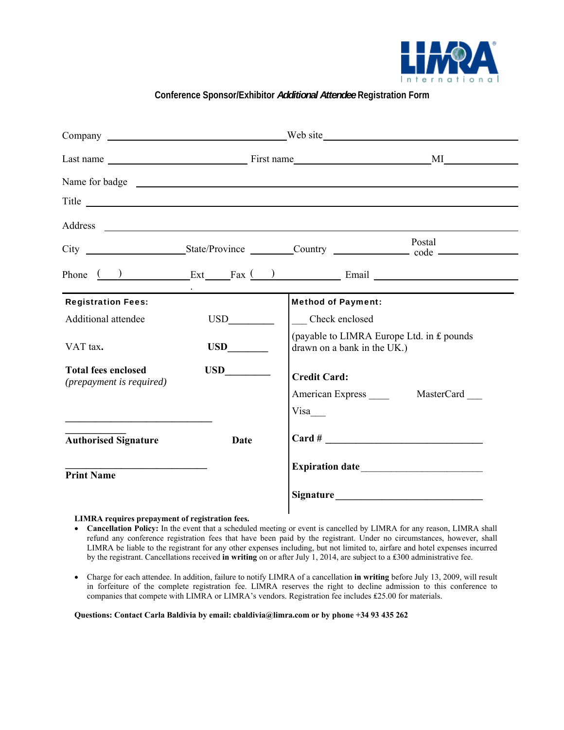LIMRA International

## Conference Sponsor/Exhibitor *Additional Attendee* Registration Form

Company ______________________________ Web site ______________________________

Last name ______________________ First name ______________________ MI ____________

Name for badge ______________________________________________________________

Title ______________________________________________________________________

Address ____________________________________________________________________

City ________________ State/Province ________ Country ____________ Postal code ____________

Phone ( ) ______________ Ext ____ Fax ( ) ______________ Email ______________________

**Registration Fees:**

Additional attendee USD________

VAT tax. **USD________**

**Total fees enclosed** **USD________**
*(prepayment is required)*

______________________________ ____________

**Authorised Signature** **Date**

______________________________

**Print Name**

**Method of Payment:**

___ Check enclosed

(payable to LIMRA Europe Ltd. in £ pounds drawn on a bank in the UK.)

**Credit Card:**

American Express ____ MasterCard ___

Visa___

**Card #** ________________________________

**Expiration date** ________________________

**Signature** ______________________________

**LIMRA requires prepayment of registration fees.**

- **Cancellation Policy:** In the event that a scheduled meeting or event is cancelled by LIMRA for any reason, LIMRA shall refund any conference registration fees that have been paid by the registrant. Under no circumstances, however, shall LIMRA be liable to the registrant for any other expenses including, but not limited to, airfare and hotel expenses incurred by the registrant. Cancellations received **in writing** on or after July 1, 2014, are subject to a £300 administrative fee.

- Charge for each attendee. In addition, failure to notify LIMRA of a cancellation **in writing** before July 13, 2009, will result in forfeiture of the complete registration fee. LIMRA reserves the right to decline admission to this conference to companies that compete with LIMRA or LIMRA's vendors. Registration fee includes £25.00 for materials.

**Questions: Contact Carla Baldivia by email: cbaldivia@limra.com or by phone +34 93 435 262**